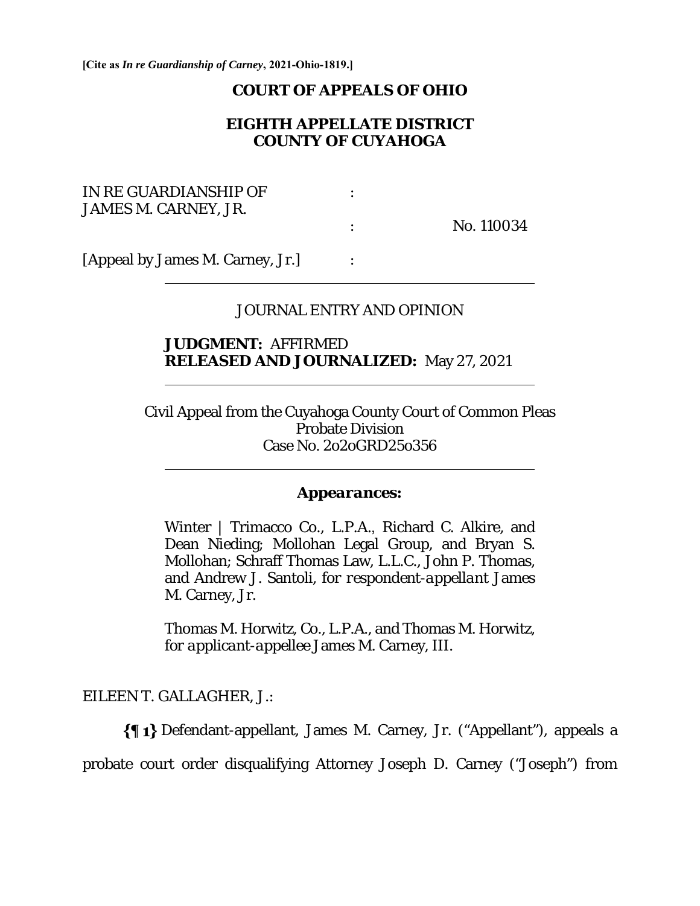**[Cite as *In re Guardianship of Carney*, 2021-Ohio-1819.]**

**COURT OF APPEALS OF OHIO**

**EIGHTH APPELLATE DISTRICT**
**COUNTY OF CUYAHOGA**

| | | |
|---|---|---|
| IN RE GUARDIANSHIP OF JAMES M. CARNEY, JR. | : | |
| | : | No. 110034 |
| [Appeal by James M. Carney, Jr.] | : | |

JOURNAL ENTRY AND OPINION

**JUDGMENT:** AFFIRMED
**RELEASED AND JOURNALIZED:** May 27, 2021

Civil Appeal from the Cuyahoga County Court of Common Pleas
Probate Division
Case No. 2020GRD250356

***Appearances:***

Winter | Trimacco Co., L.P.A., Richard C. Alkire, and Dean Nieding; Mollohan Legal Group, and Bryan S. Mollohan; Schraff Thomas Law, L.L.C., John P. Thomas, and Andrew J. Santoli, *for respondent-appellant* James M. Carney, Jr.

Thomas M. Horwitz, Co., L.P.A., and Thomas M. Horwitz, *for applicant-appellee* James M. Carney, III.

EILEEN T. GALLAGHER, J.:

**{¶ 1}** Defendant-appellant, James M. Carney, Jr. ("Appellant"), appeals a probate court order disqualifying Attorney Joseph D. Carney ("Joseph") from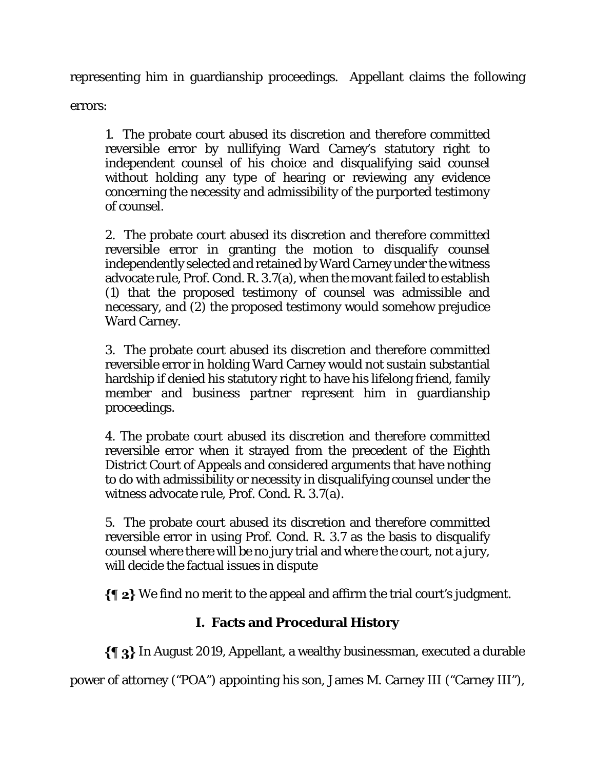representing him in guardianship proceedings. Appellant claims the following errors:

> 1. The probate court abused its discretion and therefore committed reversible error by nullifying Ward Carney's statutory right to independent counsel of his choice and disqualifying said counsel without holding any type of hearing or reviewing any evidence concerning the necessity and admissibility of the purported testimony of counsel.
>
> 2. The probate court abused its discretion and therefore committed reversible error in granting the motion to disqualify counsel independently selected and retained by Ward Carney under the witness advocate rule, Prof. Cond. R. 3.7(a), when the movant failed to establish (1) that the proposed testimony of counsel was admissible and necessary, and (2) the proposed testimony would somehow prejudice Ward Carney.
>
> 3. The probate court abused its discretion and therefore committed reversible error in holding Ward Carney would not sustain substantial hardship if denied his statutory right to have his lifelong friend, family member and business partner represent him in guardianship proceedings.
>
> 4. The probate court abused its discretion and therefore committed reversible error when it strayed from the precedent of the Eighth District Court of Appeals and considered arguments that have nothing to do with admissibility or necessity in disqualifying counsel under the witness advocate rule, Prof. Cond. R. 3.7(a).
>
> 5. The probate court abused its discretion and therefore committed reversible error in using Prof. Cond. R. 3.7 as the basis to disqualify counsel where there will be no jury trial and where the court, not a jury, will decide the factual issues in dispute

**{¶ 2}** We find no merit to the appeal and affirm the trial court's judgment.

## I. Facts and Procedural History

**{¶ 3}** In August 2019, Appellant, a wealthy businessman, executed a durable power of attorney ("POA") appointing his son, James M. Carney III ("Carney III"),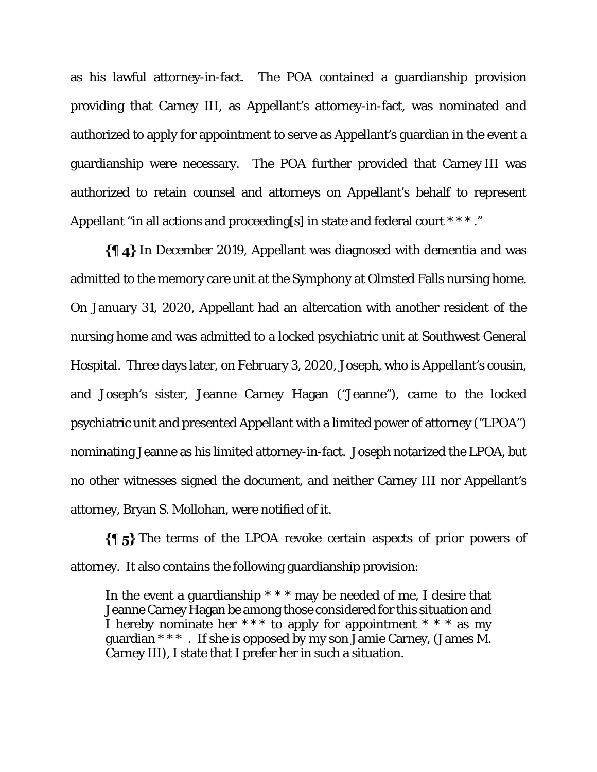as his lawful attorney-in-fact. The POA contained a guardianship provision providing that Carney III, as Appellant's attorney-in-fact, was nominated and authorized to apply for appointment to serve as Appellant's guardian in the event a guardianship were necessary. The POA further provided that Carney III was authorized to retain counsel and attorneys on Appellant's behalf to represent Appellant "in all actions and proceeding[s] in state and federal court * * * ."

**{¶ 4}** In December 2019, Appellant was diagnosed with dementia and was admitted to the memory care unit at the Symphony at Olmsted Falls nursing home. On January 31, 2020, Appellant had an altercation with another resident of the nursing home and was admitted to a locked psychiatric unit at Southwest General Hospital. Three days later, on February 3, 2020, Joseph, who is Appellant's cousin, and Joseph's sister, Jeanne Carney Hagan ("Jeanne"), came to the locked psychiatric unit and presented Appellant with a limited power of attorney ("LPOA") nominating Jeanne as his limited attorney-in-fact. Joseph notarized the LPOA, but no other witnesses signed the document, and neither Carney III nor Appellant's attorney, Bryan S. Mollohan, were notified of it.

**{¶ 5}** The terms of the LPOA revoke certain aspects of prior powers of attorney. It also contains the following guardianship provision:

> In the event a guardianship * * * may be needed of me, I desire that Jeanne Carney Hagan be among those considered for this situation and I hereby nominate her * * * to apply for appointment * * * as my guardian * * * . If she is opposed by my son Jamie Carney, (James M. Carney III), I state that I prefer her in such a situation.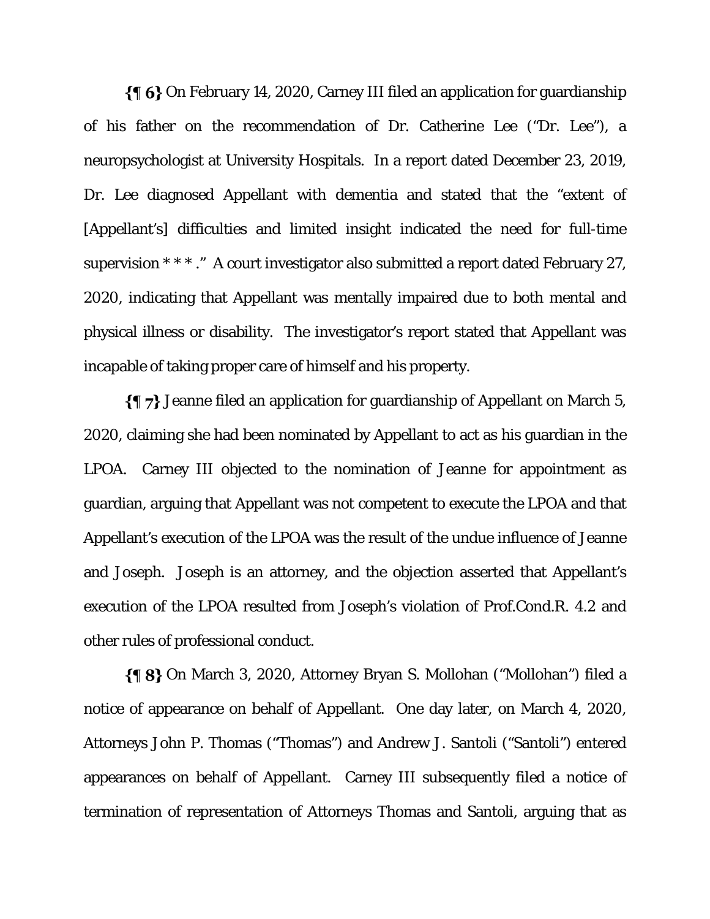**{¶ 6}** On February 14, 2020, Carney III filed an application for guardianship of his father on the recommendation of Dr. Catherine Lee ("Dr. Lee"), a neuropsychologist at University Hospitals. In a report dated December 23, 2019, Dr. Lee diagnosed Appellant with dementia and stated that the "extent of [Appellant's] difficulties and limited insight indicated the need for full-time supervision * * * ." A court investigator also submitted a report dated February 27, 2020, indicating that Appellant was mentally impaired due to both mental and physical illness or disability. The investigator's report stated that Appellant was incapable of taking proper care of himself and his property.

**{¶ 7}** Jeanne filed an application for guardianship of Appellant on March 5, 2020, claiming she had been nominated by Appellant to act as his guardian in the LPOA. Carney III objected to the nomination of Jeanne for appointment as guardian, arguing that Appellant was not competent to execute the LPOA and that Appellant's execution of the LPOA was the result of the undue influence of Jeanne and Joseph. Joseph is an attorney, and the objection asserted that Appellant's execution of the LPOA resulted from Joseph's violation of Prof.Cond.R. 4.2 and other rules of professional conduct.

**{¶ 8}** On March 3, 2020, Attorney Bryan S. Mollohan ("Mollohan") filed a notice of appearance on behalf of Appellant. One day later, on March 4, 2020, Attorneys John P. Thomas ("Thomas") and Andrew J. Santoli ("Santoli") entered appearances on behalf of Appellant. Carney III subsequently filed a notice of termination of representation of Attorneys Thomas and Santoli, arguing that as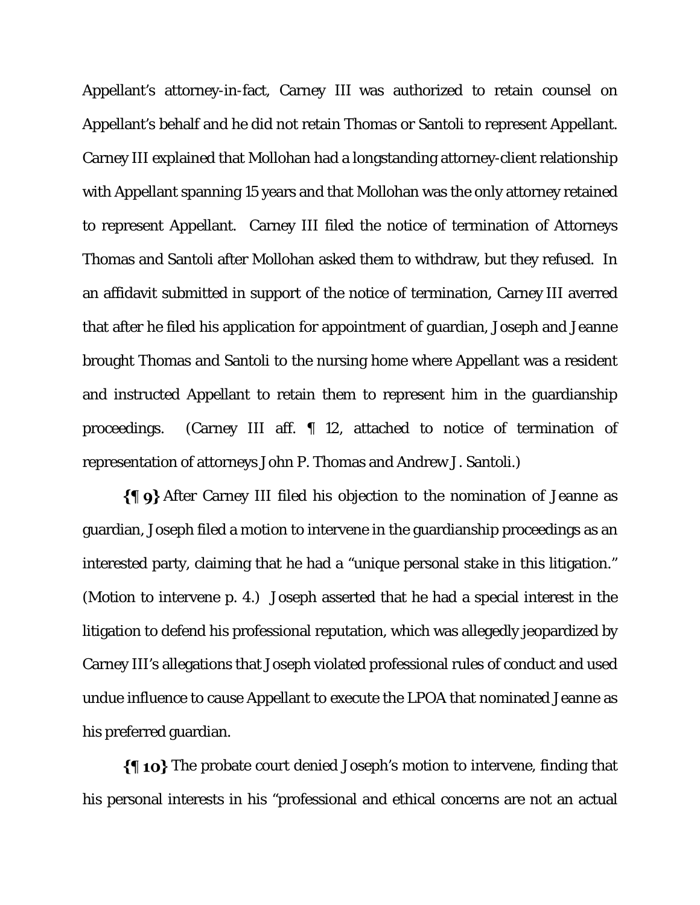Appellant's attorney-in-fact, Carney III was authorized to retain counsel on Appellant's behalf and he did not retain Thomas or Santoli to represent Appellant. Carney III explained that Mollohan had a longstanding attorney-client relationship with Appellant spanning 15 years and that Mollohan was the only attorney retained to represent Appellant. Carney III filed the notice of termination of Attorneys Thomas and Santoli after Mollohan asked them to withdraw, but they refused. In an affidavit submitted in support of the notice of termination, Carney III averred that after he filed his application for appointment of guardian, Joseph and Jeanne brought Thomas and Santoli to the nursing home where Appellant was a resident and instructed Appellant to retain them to represent him in the guardianship proceedings. (Carney III aff. ¶ 12, attached to notice of termination of representation of attorneys John P. Thomas and Andrew J. Santoli.)

**{¶ 9}** After Carney III filed his objection to the nomination of Jeanne as guardian, Joseph filed a motion to intervene in the guardianship proceedings as an interested party, claiming that he had a "unique personal stake in this litigation." (Motion to intervene p. 4.) Joseph asserted that he had a special interest in the litigation to defend his professional reputation, which was allegedly jeopardized by Carney III's allegations that Joseph violated professional rules of conduct and used undue influence to cause Appellant to execute the LPOA that nominated Jeanne as his preferred guardian.

**{¶ 10}** The probate court denied Joseph's motion to intervene, finding that his personal interests in his "professional and ethical concerns are not an actual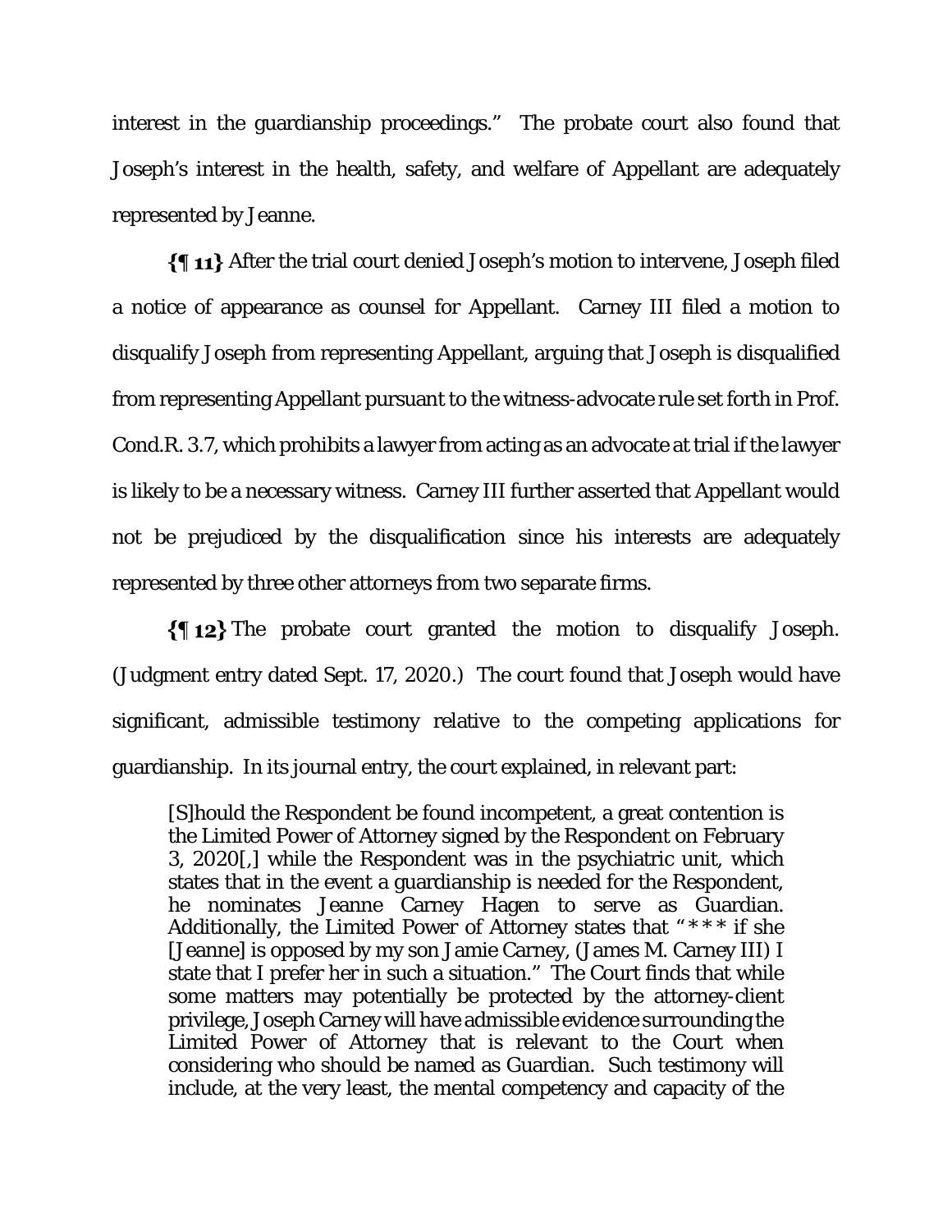interest in the guardianship proceedings." The probate court also found that Joseph's interest in the health, safety, and welfare of Appellant are adequately represented by Jeanne.

**{¶ 11}** After the trial court denied Joseph's motion to intervene, Joseph filed a notice of appearance as counsel for Appellant. Carney III filed a motion to disqualify Joseph from representing Appellant, arguing that Joseph is disqualified from representing Appellant pursuant to the witness-advocate rule set forth in Prof. Cond.R. 3.7, which prohibits a lawyer from acting as an advocate at trial if the lawyer is likely to be a necessary witness. Carney III further asserted that Appellant would not be prejudiced by the disqualification since his interests are adequately represented by three other attorneys from two separate firms.

**{¶ 12}** The probate court granted the motion to disqualify Joseph. (Judgment entry dated Sept. 17, 2020.) The court found that Joseph would have significant, admissible testimony relative to the competing applications for guardianship. In its journal entry, the court explained, in relevant part:

> [S]hould the Respondent be found incompetent, a great contention is the Limited Power of Attorney signed by the Respondent on February 3, 2020[,] while the Respondent was in the psychiatric unit, which states that in the event a guardianship is needed for the Respondent, he nominates Jeanne Carney Hagen to serve as Guardian. Additionally, the Limited Power of Attorney states that "*** if she [Jeanne] is opposed by my son Jamie Carney, (James M. Carney III) I state that I prefer her in such a situation." The Court finds that while some matters may potentially be protected by the attorney-client privilege, Joseph Carney will have admissible evidence surrounding the Limited Power of Attorney that is relevant to the Court when considering who should be named as Guardian. Such testimony will include, at the very least, the mental competency and capacity of the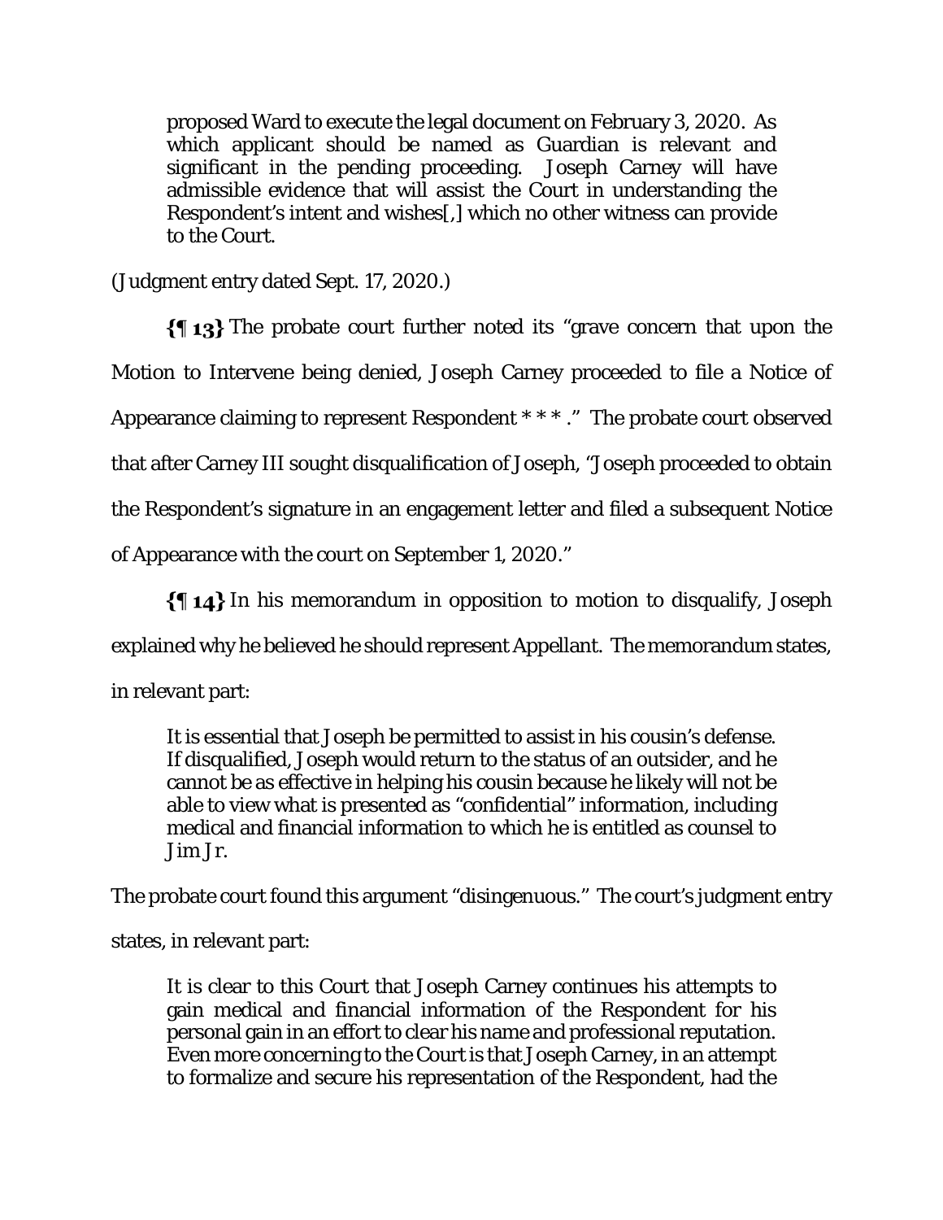> proposed Ward to execute the legal document on February 3, 2020. As which applicant should be named as Guardian is relevant and significant in the pending proceeding. Joseph Carney will have admissible evidence that will assist the Court in understanding the Respondent's intent and wishes[,] which no other witness can provide to the Court.

(Judgment entry dated Sept. 17, 2020.)

**{¶ 13}** The probate court further noted its "grave concern that upon the Motion to Intervene being denied, Joseph Carney proceeded to file a Notice of Appearance claiming to represent Respondent * * * ." The probate court observed that after Carney III sought disqualification of Joseph, "Joseph proceeded to obtain the Respondent's signature in an engagement letter and filed a subsequent Notice of Appearance with the court on September 1, 2020."

**{¶ 14}** In his memorandum in opposition to motion to disqualify, Joseph explained why he believed he should represent Appellant. The memorandum states, in relevant part:

> It is essential that Joseph be permitted to assist in his cousin's defense. If disqualified, Joseph would return to the status of an outsider, and he cannot be as effective in helping his cousin because he likely will not be able to view what is presented as "confidential" information, including medical and financial information to which he is entitled as counsel to Jim Jr.

The probate court found this argument "disingenuous." The court's judgment entry states, in relevant part:

> It is clear to this Court that Joseph Carney continues his attempts to gain medical and financial information of the Respondent for his personal gain in an effort to clear his name and professional reputation. Even more concerning to the Court is that Joseph Carney, in an attempt to formalize and secure his representation of the Respondent, had the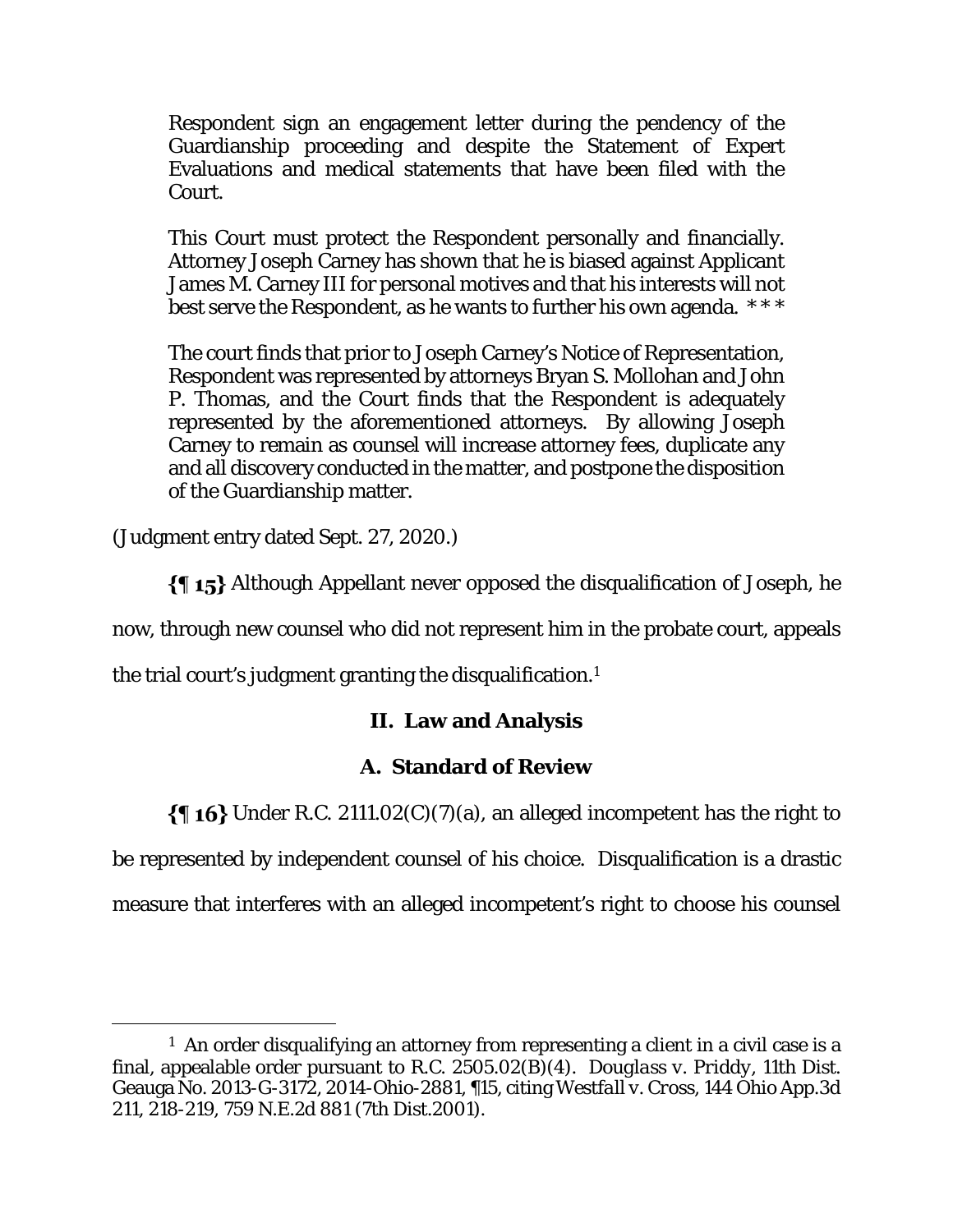> Respondent sign an engagement letter during the pendency of the Guardianship proceeding and despite the Statement of Expert Evaluations and medical statements that have been filed with the Court.
>
> This Court must protect the Respondent personally and financially. Attorney Joseph Carney has shown that he is biased against Applicant James M. Carney III for personal motives and that his interests will not best serve the Respondent, as he wants to further his own agenda. * * *
>
> The court finds that prior to Joseph Carney's Notice of Representation, Respondent was represented by attorneys Bryan S. Mollohan and John P. Thomas, and the Court finds that the Respondent is adequately represented by the aforementioned attorneys. By allowing Joseph Carney to remain as counsel will increase attorney fees, duplicate any and all discovery conducted in the matter, and postpone the disposition of the Guardianship matter.

(Judgment entry dated Sept. 27, 2020.)

**{¶ 15}** Although Appellant never opposed the disqualification of Joseph, he now, through new counsel who did not represent him in the probate court, appeals the trial court's judgment granting the disqualification.[1]

## II. Law and Analysis

### A. Standard of Review

**{¶ 16}** Under R.C. 2111.02(C)(7)(a), an alleged incompetent has the right to be represented by independent counsel of his choice. Disqualification is a drastic measure that interferes with an alleged incompetent's right to choose his counsel

---

[1] An order disqualifying an attorney from representing a client in a civil case is a final, appealable order pursuant to R.C. 2505.02(B)(4). *Douglass v. Priddy*, 11th Dist. Geauga No. 2013-G-3172, 2014-Ohio-2881, ¶15, citing *Westfall v. Cross*, 144 Ohio App.3d 211, 218-219, 759 N.E.2d 881 (7th Dist.2001).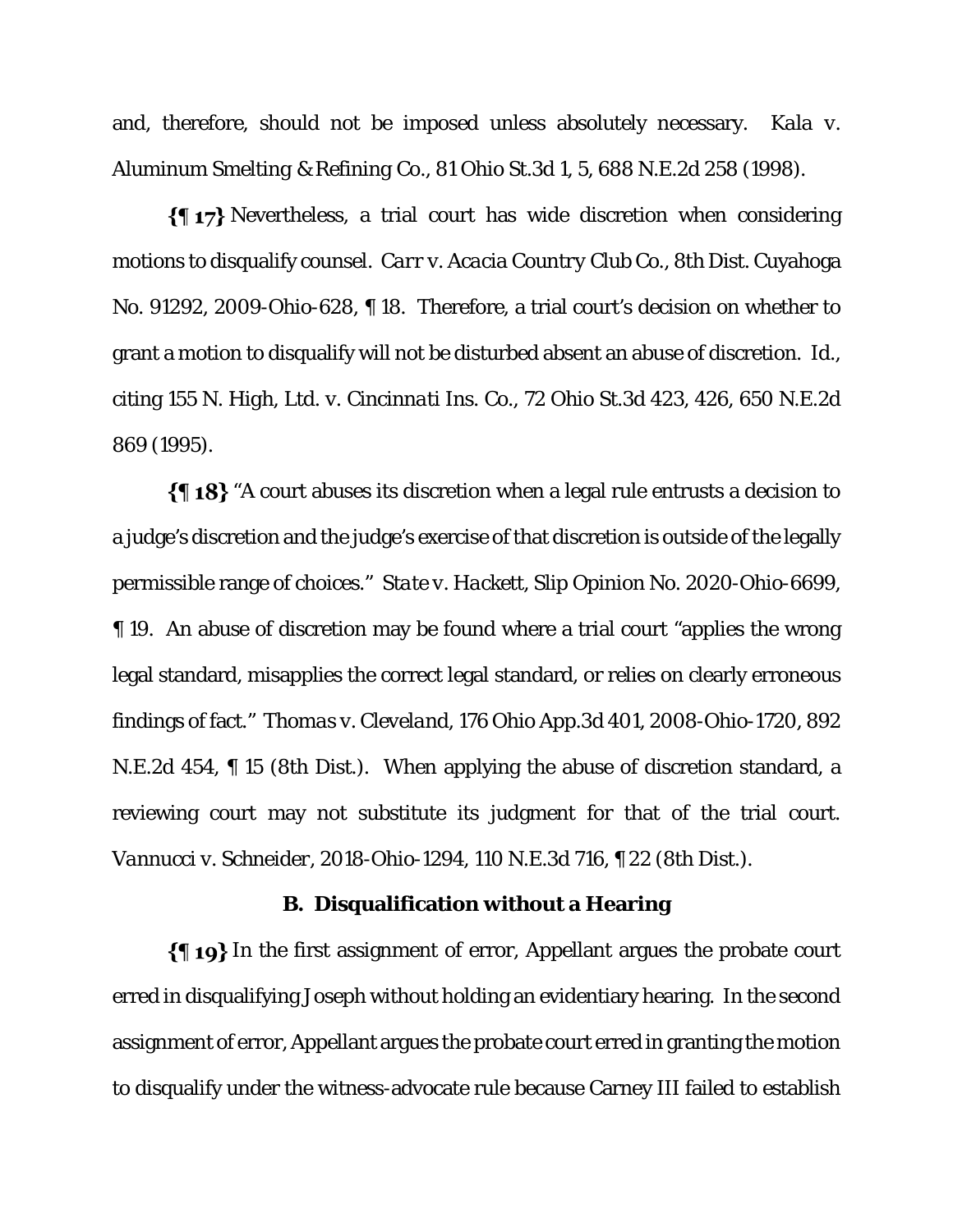and, therefore, should not be imposed unless absolutely necessary. *Kala v. Aluminum Smelting & Refining Co.*, 81 Ohio St.3d 1, 5, 688 N.E.2d 258 (1998).

**{¶ 17}** Nevertheless, a trial court has wide discretion when considering motions to disqualify counsel. *Carr v. Acacia Country Club Co.*, 8th Dist. Cuyahoga No. 91292, 2009-Ohio-628, ¶ 18. Therefore, a trial court's decision on whether to grant a motion to disqualify will not be disturbed absent an abuse of discretion. *Id.*, citing *155 N. High, Ltd. v. Cincinnati Ins. Co.*, 72 Ohio St.3d 423, 426, 650 N.E.2d 869 (1995).

**{¶ 18}** "A court abuses its discretion when a legal rule entrusts a decision to a judge's discretion and the judge's exercise of that discretion is outside of the legally permissible range of choices." *State v. Hackett*, Slip Opinion No. 2020-Ohio-6699, ¶ 19. An abuse of discretion may be found where a trial court "applies the wrong legal standard, misapplies the correct legal standard, or relies on clearly erroneous findings of fact." *Thomas v. Cleveland*, 176 Ohio App.3d 401, 2008-Ohio-1720, 892 N.E.2d 454, ¶ 15 (8th Dist.). When applying the abuse of discretion standard, a reviewing court may not substitute its judgment for that of the trial court. *Vannucci v. Schneider*, 2018-Ohio-1294, 110 N.E.3d 716, ¶ 22 (8th Dist.).

### B. Disqualification without a Hearing

**{¶ 19}** In the first assignment of error, Appellant argues the probate court erred in disqualifying Joseph without holding an evidentiary hearing. In the second assignment of error, Appellant argues the probate court erred in granting the motion to disqualify under the witness-advocate rule because Carney III failed to establish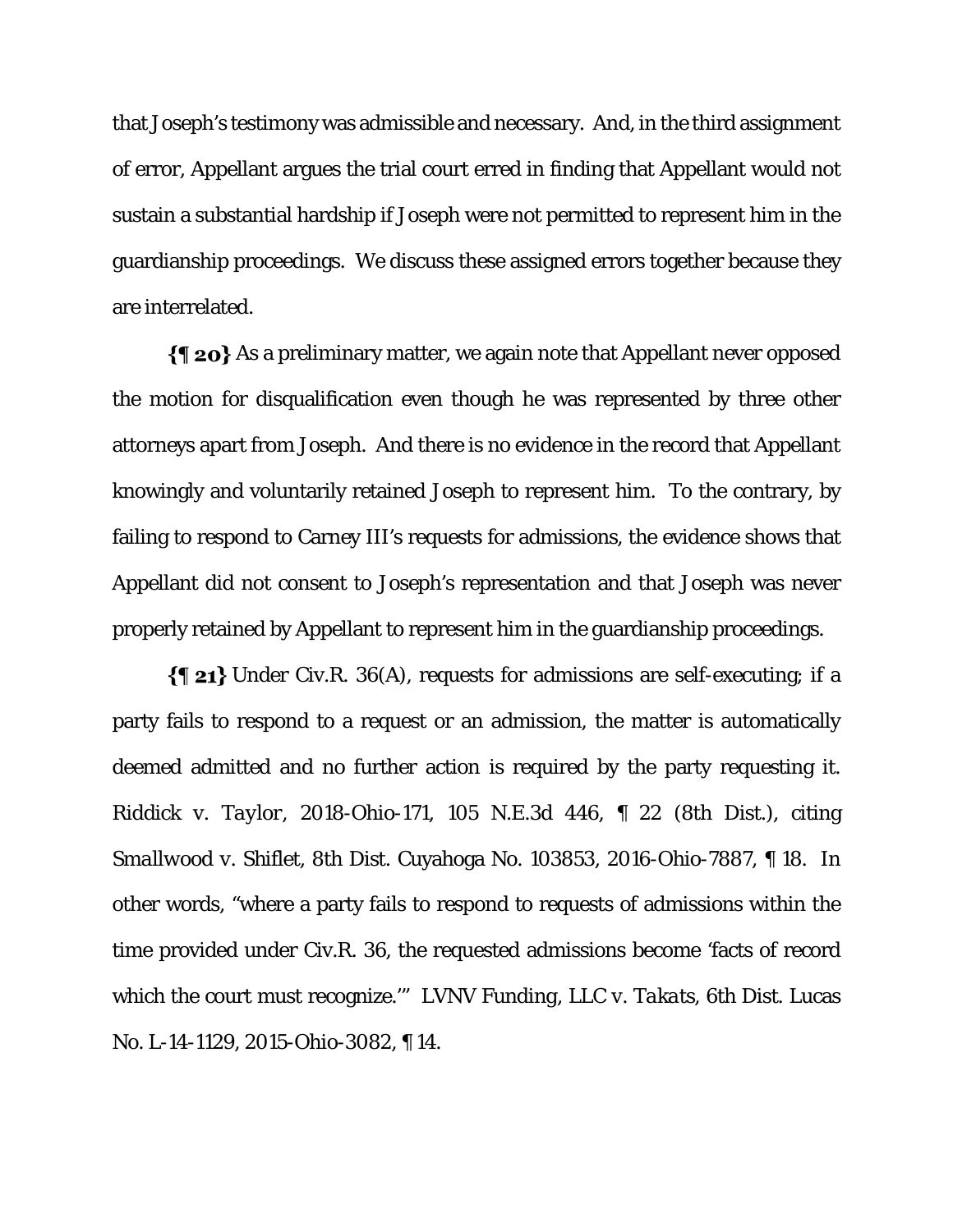that Joseph's testimony was admissible and necessary. And, in the third assignment of error, Appellant argues the trial court erred in finding that Appellant would not sustain a substantial hardship if Joseph were not permitted to represent him in the guardianship proceedings. We discuss these assigned errors together because they are interrelated.

**{¶ 20}** As a preliminary matter, we again note that Appellant never opposed the motion for disqualification even though he was represented by three other attorneys apart from Joseph. And there is no evidence in the record that Appellant knowingly and voluntarily retained Joseph to represent him. To the contrary, by failing to respond to Carney III's requests for admissions, the evidence shows that Appellant did not consent to Joseph's representation and that Joseph was never properly retained by Appellant to represent him in the guardianship proceedings.

**{¶ 21}** Under Civ.R. 36(A), requests for admissions are self-executing; if a party fails to respond to a request or an admission, the matter is automatically deemed admitted and no further action is required by the party requesting it. *Riddick v. Taylor*, 2018-Ohio-171, 105 N.E.3d 446, ¶ 22 (8th Dist.), citing *Smallwood v. Shiflet*, 8th Dist. Cuyahoga No. 103853, 2016-Ohio-7887, ¶ 18. In other words, "where a party fails to respond to requests of admissions within the time provided under Civ.R. 36, the requested admissions become 'facts of record which the court must recognize.'" *LVNV Funding, LLC v. Takats*, 6th Dist. Lucas No. L-14-1129, 2015-Ohio-3082, ¶ 14.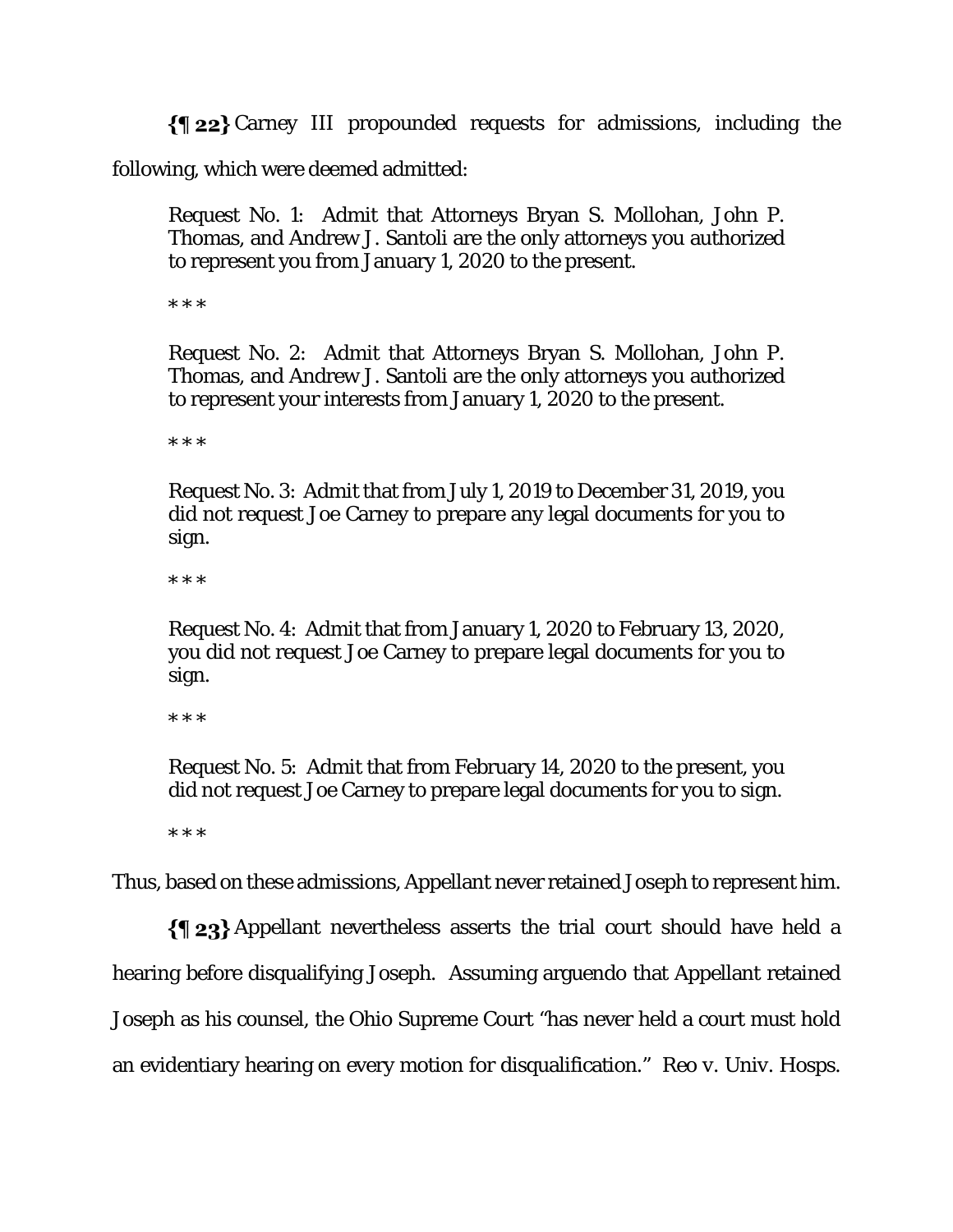**{¶ 22}** Carney III propounded requests for admissions, including the following, which were deemed admitted:

> Request No. 1: Admit that Attorneys Bryan S. Mollohan, John P. Thomas, and Andrew J. Santoli are the only attorneys you authorized to represent you from January 1, 2020 to the present.
>
> * * *
>
> Request No. 2: Admit that Attorneys Bryan S. Mollohan, John P. Thomas, and Andrew J. Santoli are the only attorneys you authorized to represent your interests from January 1, 2020 to the present.
>
> * * *
>
> Request No. 3: Admit that from July 1, 2019 to December 31, 2019, you did not request Joe Carney to prepare any legal documents for you to sign.
>
> * * *
>
> Request No. 4: Admit that from January 1, 2020 to February 13, 2020, you did not request Joe Carney to prepare legal documents for you to sign.
>
> * * *
>
> Request No. 5: Admit that from February 14, 2020 to the present, you did not request Joe Carney to prepare legal documents for you to sign.
>
> * * *

Thus, based on these admissions, Appellant never retained Joseph to represent him.

**{¶ 23}** Appellant nevertheless asserts the trial court should have held a hearing before disqualifying Joseph. Assuming arguendo that Appellant retained Joseph as his counsel, the Ohio Supreme Court "has never held a court must hold an evidentiary hearing on every motion for disqualification." Reo v. Univ. Hosps.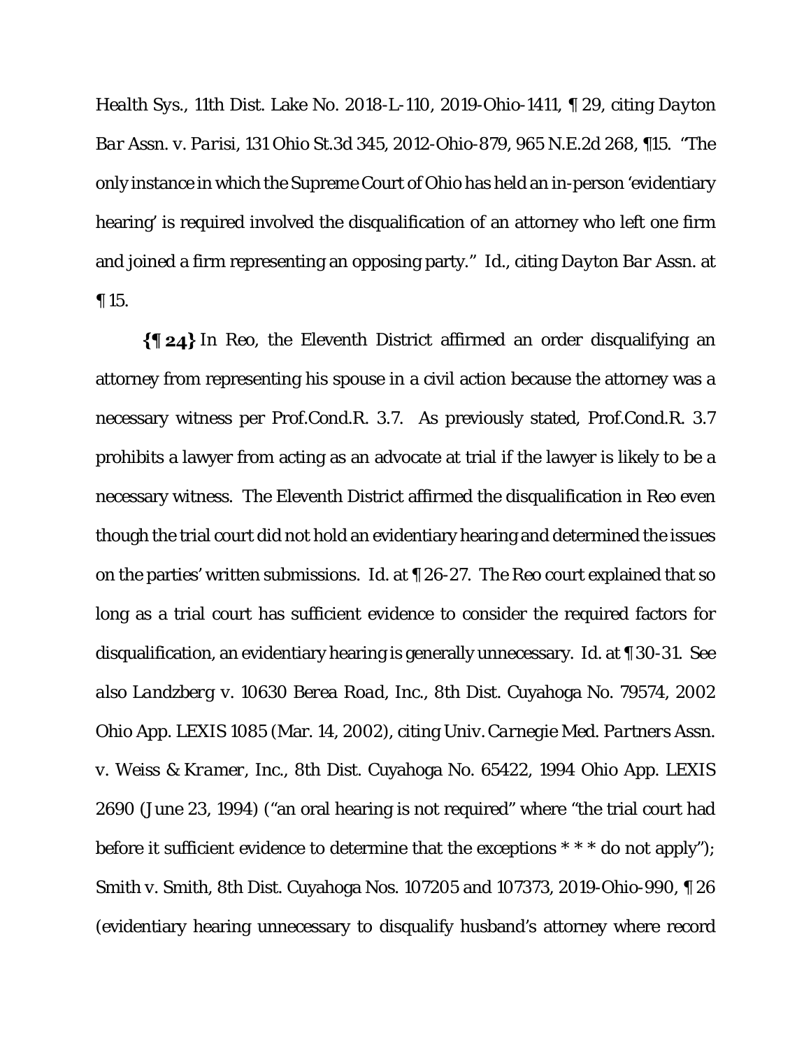Health Sys., 11th Dist. Lake No. 2018-L-110, 2019-Ohio-1411, ¶ 29, citing *Dayton Bar Assn. v. Parisi*, 131 Ohio St.3d 345, 2012-Ohio-879, 965 N.E.2d 268, ¶15. "The only instance in which the Supreme Court of Ohio has held an in-person 'evidentiary hearing' is required involved the disqualification of an attorney who left one firm and joined a firm representing an opposing party." *Id.*, citing *Dayton Bar Assn.* at ¶ 15.

**{¶ 24}** In *Reo*, the Eleventh District affirmed an order disqualifying an attorney from representing his spouse in a civil action because the attorney was a necessary witness per Prof.Cond.R. 3.7. As previously stated, Prof.Cond.R. 3.7 prohibits a lawyer from acting as an advocate at trial if the lawyer is likely to be a necessary witness. The Eleventh District affirmed the disqualification in *Reo* even though the trial court did not hold an evidentiary hearing and determined the issues on the parties' written submissions. *Id.* at ¶ 26-27. The *Reo* court explained that so long as a trial court has sufficient evidence to consider the required factors for disqualification, an evidentiary hearing is generally unnecessary. *Id.* at ¶ 30-31. *See also Landzberg v. 10630 Berea Road, Inc.*, 8th Dist. Cuyahoga No. 79574, 2002 Ohio App. LEXIS 1085 (Mar. 14, 2002), citing *Univ. Carnegie Med. Partners Assn. v. Weiss & Kramer, Inc.*, 8th Dist. Cuyahoga No. 65422, 1994 Ohio App. LEXIS 2690 (June 23, 1994) ("an oral hearing is not required" where "the trial court had before it sufficient evidence to determine that the exceptions * * * do not apply"); *Smith v. Smith*, 8th Dist. Cuyahoga Nos. 107205 and 107373, 2019-Ohio-990, ¶ 26 (evidentiary hearing unnecessary to disqualify husband's attorney where record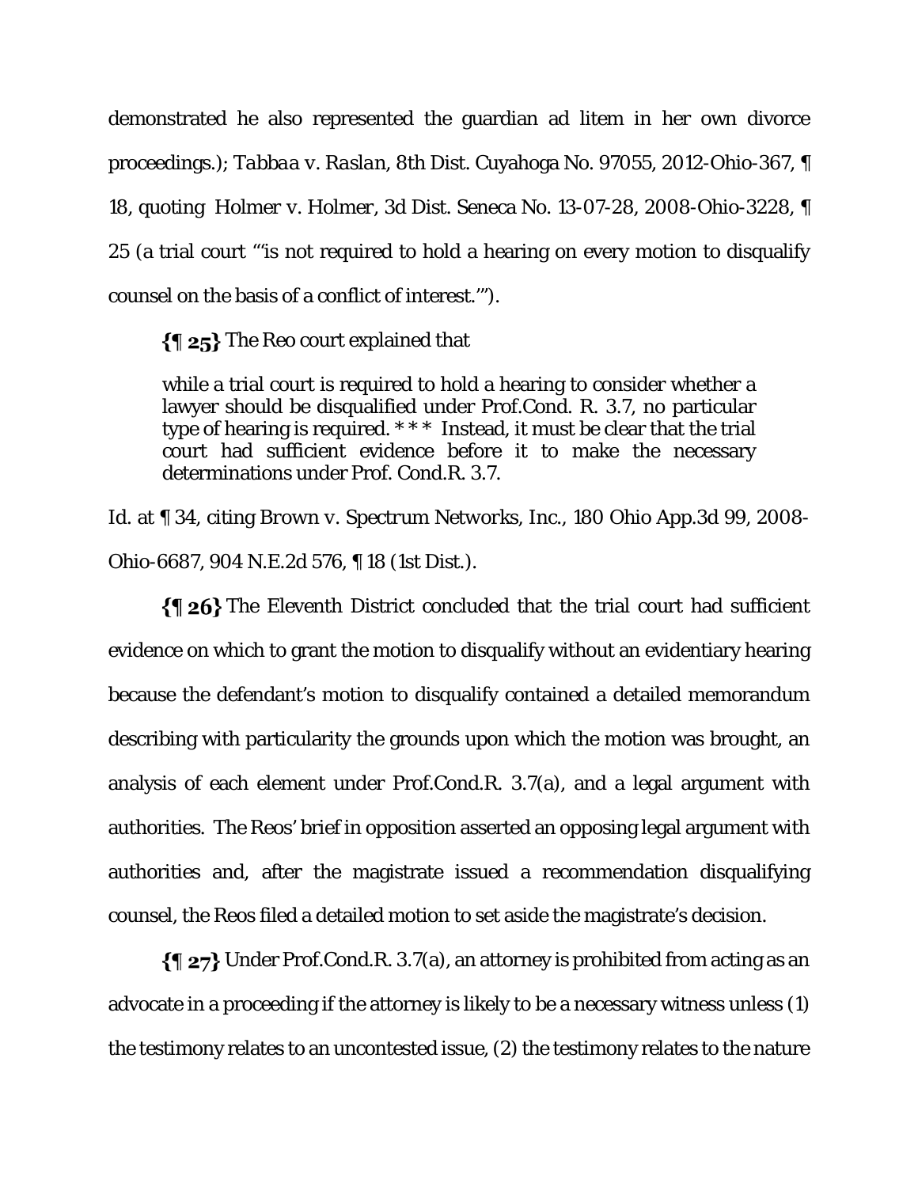demonstrated he also represented the guardian ad litem in her own divorce proceedings.); *Tabbaa v. Raslan*, 8th Dist. Cuyahoga No. 97055, 2012-Ohio-367, ¶ 18, quoting Holmer v. Holmer, 3d Dist. Seneca No. 13-07-28, 2008-Ohio-3228, ¶ 25 (a trial court "'is not required to hold a hearing on every motion to disqualify counsel on the basis of a conflict of interest.'").

**{¶ 25}** The Reo court explained that

> while a trial court is required to hold a hearing to consider whether a lawyer should be disqualified under Prof.Cond. R. 3.7, no particular type of hearing is required. * * * Instead, it must be clear that the trial court had sufficient evidence before it to make the necessary determinations under Prof. Cond.R. 3.7.

Id. at ¶ 34, citing Brown v. Spectrum Networks, Inc., 180 Ohio App.3d 99, 2008-Ohio-6687, 904 N.E.2d 576, ¶ 18 (1st Dist.).

**{¶ 26}** The Eleventh District concluded that the trial court had sufficient evidence on which to grant the motion to disqualify without an evidentiary hearing because the defendant's motion to disqualify contained a detailed memorandum describing with particularity the grounds upon which the motion was brought, an analysis of each element under Prof.Cond.R. 3.7(a), and a legal argument with authorities. The Reos' brief in opposition asserted an opposing legal argument with authorities and, after the magistrate issued a recommendation disqualifying counsel, the Reos filed a detailed motion to set aside the magistrate's decision.

**{¶ 27}** Under Prof.Cond.R. 3.7(a), an attorney is prohibited from acting as an advocate in a proceeding if the attorney is likely to be a necessary witness unless (1) the testimony relates to an uncontested issue, (2) the testimony relates to the nature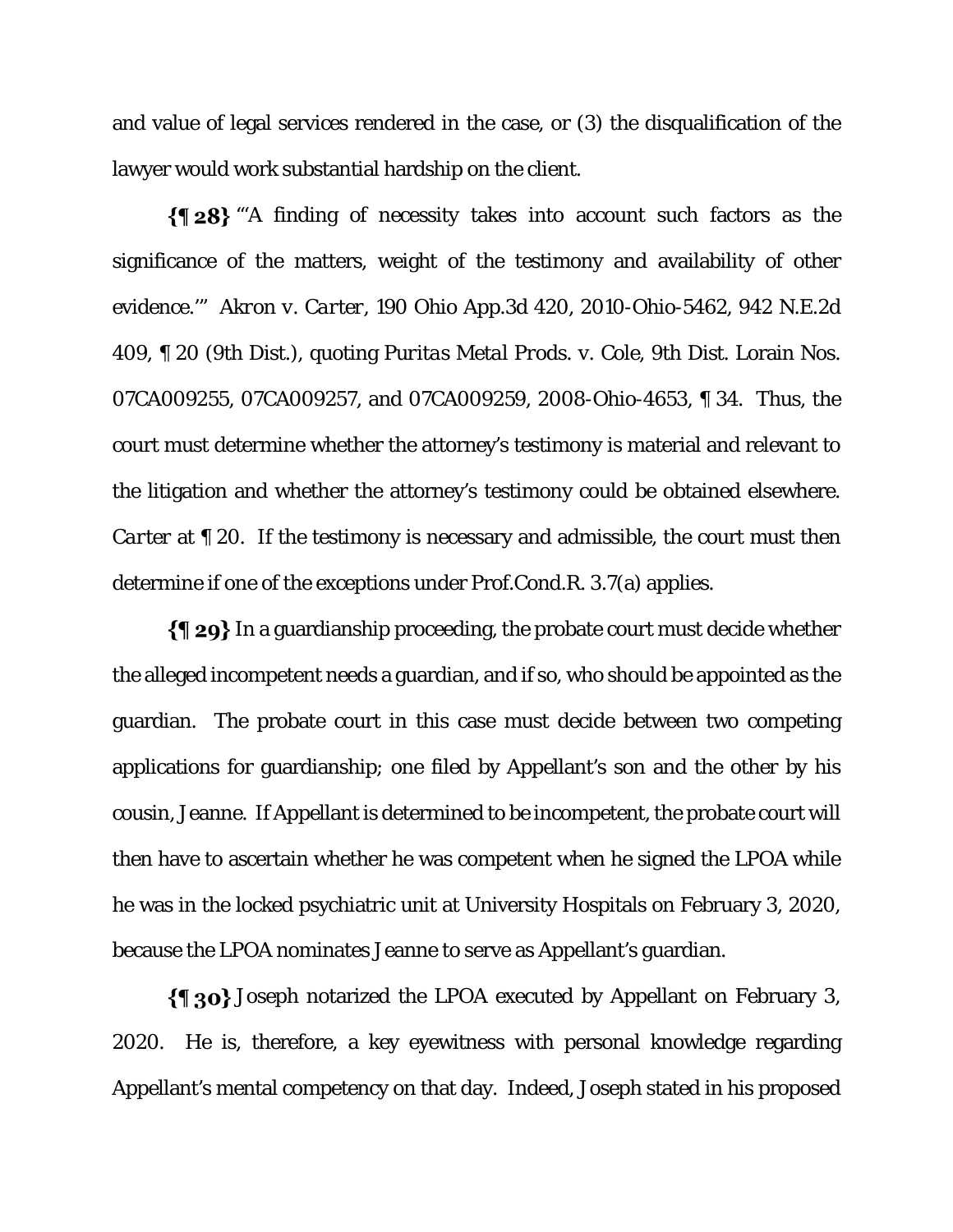and value of legal services rendered in the case, or (3) the disqualification of the lawyer would work substantial hardship on the client.

**{¶ 28}** "'A finding of necessity takes into account such factors as the significance of the matters, weight of the testimony and availability of other evidence.'" *Akron v. Carter*, 190 Ohio App.3d 420, 2010-Ohio-5462, 942 N.E.2d 409, ¶ 20 (9th Dist.), quoting *Puritas Metal Prods. v. Cole*, 9th Dist. Lorain Nos. 07CA009255, 07CA009257, and 07CA009259, 2008-Ohio-4653, ¶ 34. Thus, the court must determine whether the attorney's testimony is material and relevant to the litigation and whether the attorney's testimony could be obtained elsewhere. *Carter* at ¶ 20. If the testimony is necessary and admissible, the court must then determine if one of the exceptions under Prof.Cond.R. 3.7(a) applies.

**{¶ 29}** In a guardianship proceeding, the probate court must decide whether the alleged incompetent needs a guardian, and if so, who should be appointed as the guardian. The probate court in this case must decide between two competing applications for guardianship; one filed by Appellant's son and the other by his cousin, Jeanne. If Appellant is determined to be incompetent, the probate court will then have to ascertain whether he was competent when he signed the LPOA while he was in the locked psychiatric unit at University Hospitals on February 3, 2020, because the LPOA nominates Jeanne to serve as Appellant's guardian.

**{¶ 30}** Joseph notarized the LPOA executed by Appellant on February 3, 2020. He is, therefore, a key eyewitness with personal knowledge regarding Appellant's mental competency on that day. Indeed, Joseph stated in his proposed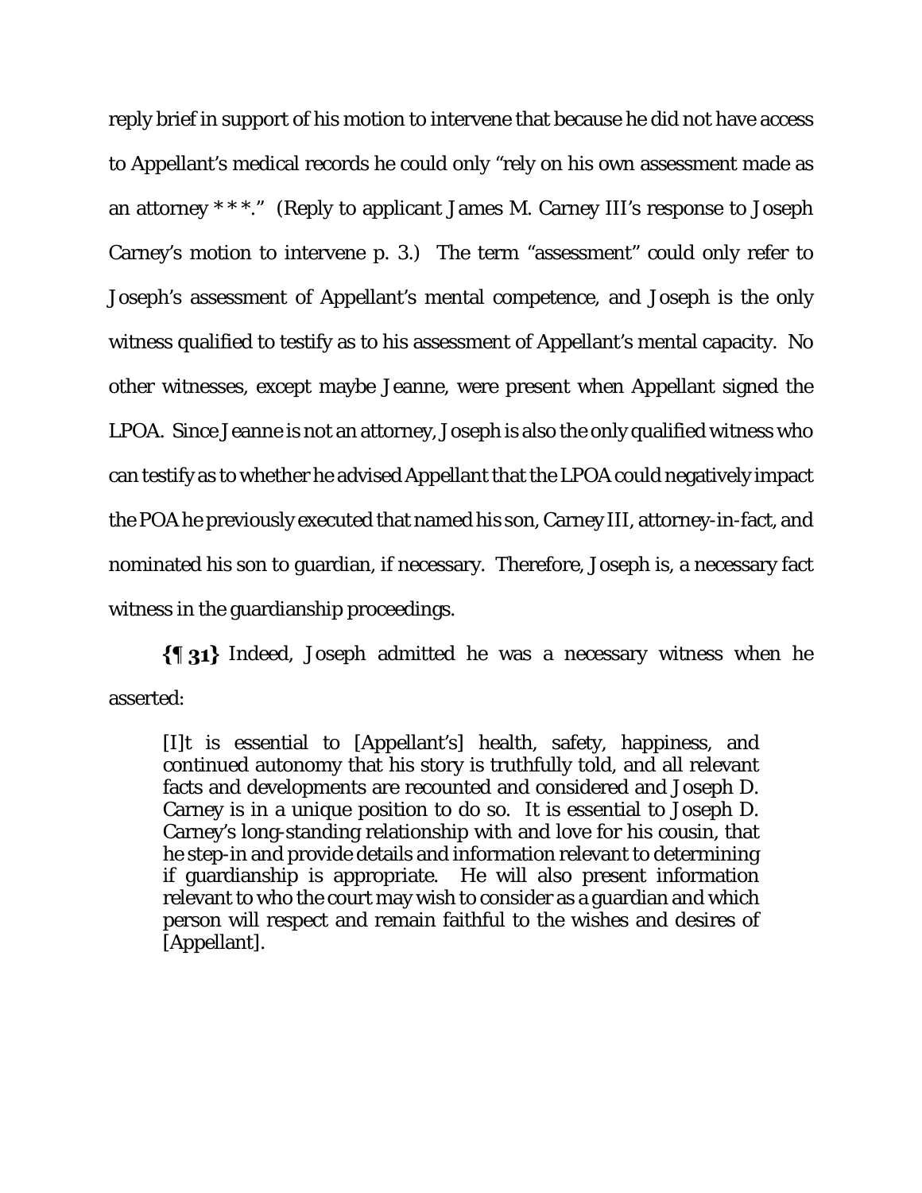reply brief in support of his motion to intervene that because he did not have access to Appellant's medical records he could only "rely on his own assessment made as an attorney * * *." (Reply to applicant James M. Carney III's response to Joseph Carney's motion to intervene p. 3.) The term "assessment" could only refer to Joseph's assessment of Appellant's mental competence, and Joseph is the only witness qualified to testify as to his assessment of Appellant's mental capacity. No other witnesses, except maybe Jeanne, were present when Appellant signed the LPOA. Since Jeanne is not an attorney, Joseph is also the only qualified witness who can testify as to whether he advised Appellant that the LPOA could negatively impact the POA he previously executed that named his son, Carney III, attorney-in-fact, and nominated his son to guardian, if necessary. Therefore, Joseph is, a necessary fact witness in the guardianship proceedings.

**{¶ 31}** Indeed, Joseph admitted he was a necessary witness when he asserted:

> [I]t is essential to [Appellant's] health, safety, happiness, and continued autonomy that his story is truthfully told, and all relevant facts and developments are recounted and considered and Joseph D. Carney is in a unique position to do so. It is essential to Joseph D. Carney's long-standing relationship with and love for his cousin, that he step-in and provide details and information relevant to determining if guardianship is appropriate. He will also present information relevant to who the court may wish to consider as a guardian and which person will respect and remain faithful to the wishes and desires of [Appellant].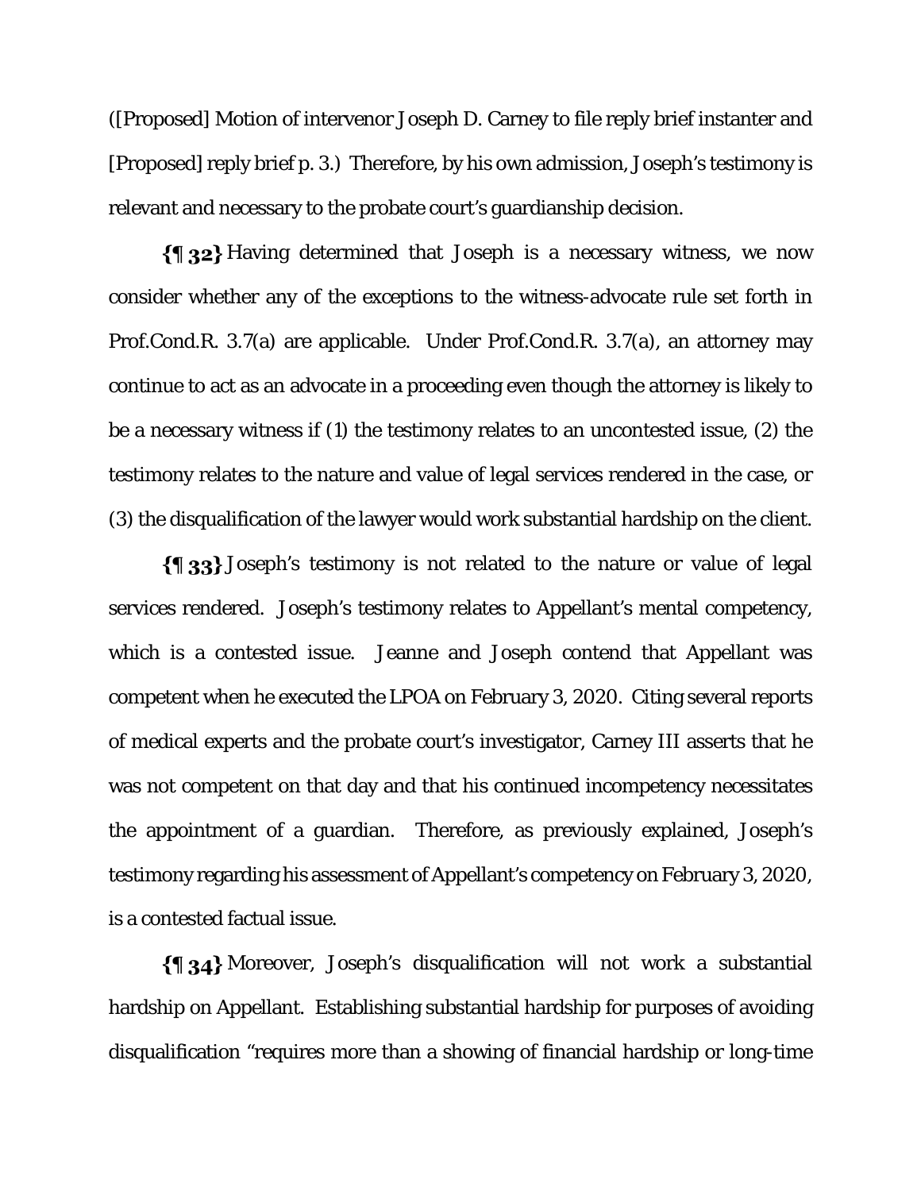([Proposed] Motion of intervenor Joseph D. Carney to file reply brief instanter and [Proposed] reply brief p. 3.) Therefore, by his own admission, Joseph's testimony is relevant and necessary to the probate court's guardianship decision.

**{¶ 32}** Having determined that Joseph is a necessary witness, we now consider whether any of the exceptions to the witness-advocate rule set forth in Prof.Cond.R. 3.7(a) are applicable. Under Prof.Cond.R. 3.7(a), an attorney may continue to act as an advocate in a proceeding even though the attorney is likely to be a necessary witness if (1) the testimony relates to an uncontested issue, (2) the testimony relates to the nature and value of legal services rendered in the case, or (3) the disqualification of the lawyer would work substantial hardship on the client.

**{¶ 33}** Joseph's testimony is not related to the nature or value of legal services rendered. Joseph's testimony relates to Appellant's mental competency, which is a contested issue. Jeanne and Joseph contend that Appellant was competent when he executed the LPOA on February 3, 2020. Citing several reports of medical experts and the probate court's investigator, Carney III asserts that he was not competent on that day and that his continued incompetency necessitates the appointment of a guardian. Therefore, as previously explained, Joseph's testimony regarding his assessment of Appellant's competency on February 3, 2020, is a contested factual issue.

**{¶ 34}** Moreover, Joseph's disqualification will not work a substantial hardship on Appellant. Establishing substantial hardship for purposes of avoiding disqualification "requires more than a showing of financial hardship or long-time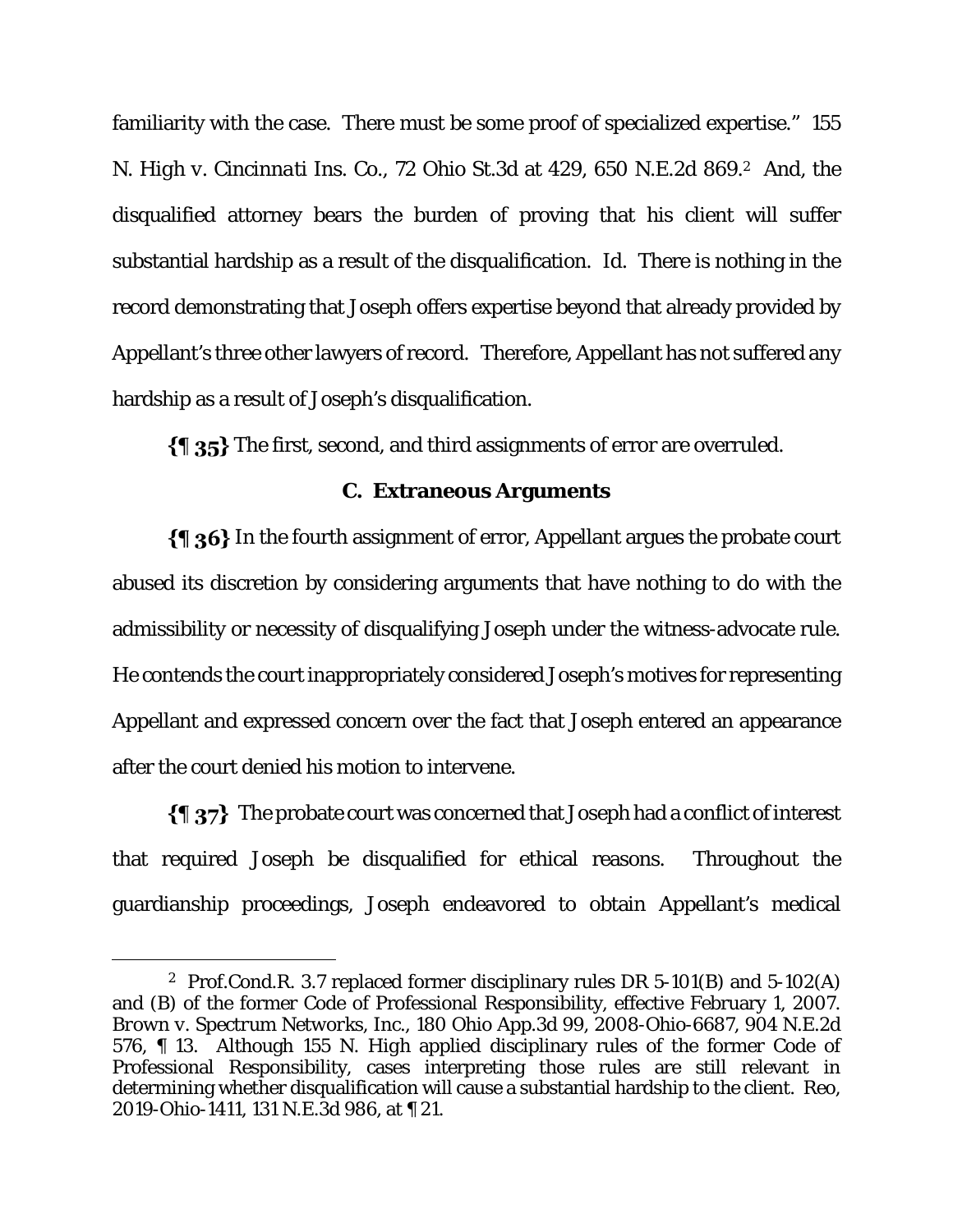familiarity with the case. There must be some proof of specialized expertise." *155 N. High v. Cincinnati Ins. Co.*, 72 Ohio St.3d at 429, 650 N.E.2d 869.[2] And, the disqualified attorney bears the burden of proving that his client will suffer substantial hardship as a result of the disqualification. *Id.* There is nothing in the record demonstrating that Joseph offers expertise beyond that already provided by Appellant's three other lawyers of record. Therefore, Appellant has not suffered any hardship as a result of Joseph's disqualification.

**{¶ 35}** The first, second, and third assignments of error are overruled.

### C. Extraneous Arguments

**{¶ 36}** In the fourth assignment of error, Appellant argues the probate court abused its discretion by considering arguments that have nothing to do with the admissibility or necessity of disqualifying Joseph under the witness-advocate rule. He contends the court inappropriately considered Joseph's motives for representing Appellant and expressed concern over the fact that Joseph entered an appearance after the court denied his motion to intervene.

**{¶ 37}** The probate court was concerned that Joseph had a conflict of interest that required Joseph be disqualified for ethical reasons. Throughout the guardianship proceedings, Joseph endeavored to obtain Appellant's medical

---

[2] Prof.Cond.R. 3.7 replaced former disciplinary rules DR 5-101(B) and 5-102(A) and (B) of the former Code of Professional Responsibility, effective February 1, 2007. *Brown v. Spectrum Networks, Inc.*, 180 Ohio App.3d 99, 2008-Ohio-6687, 904 N.E.2d 576, ¶ 13. Although *155 N. High* applied disciplinary rules of the former Code of Professional Responsibility, cases interpreting those rules are still relevant in determining whether disqualification will cause a substantial hardship to the client. *Reo*, 2019-Ohio-1411, 131 N.E.3d 986, at ¶ 21.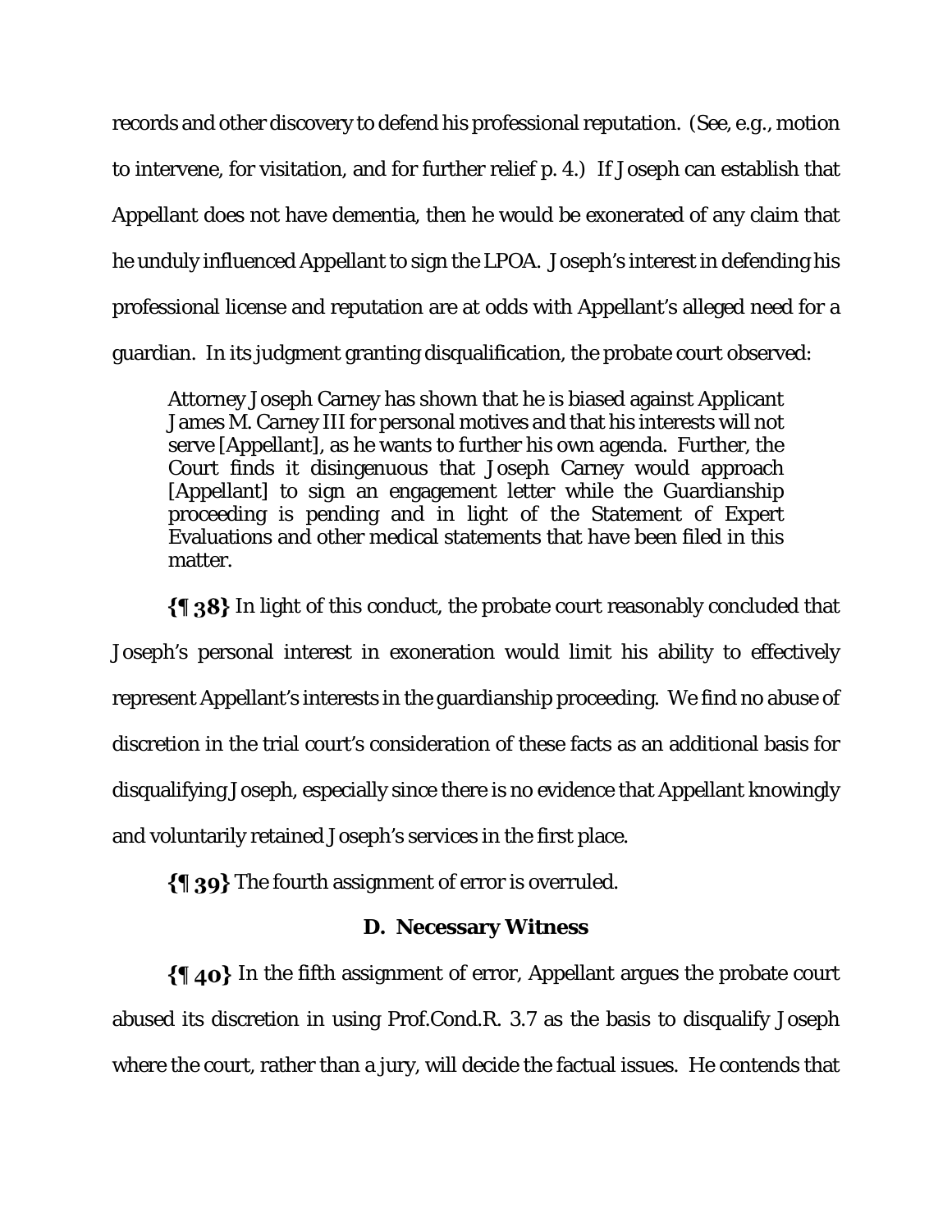records and other discovery to defend his professional reputation. (See, e.g., motion to intervene, for visitation, and for further relief p. 4.) If Joseph can establish that Appellant does not have dementia, then he would be exonerated of any claim that he unduly influenced Appellant to sign the LPOA. Joseph's interest in defending his professional license and reputation are at odds with Appellant's alleged need for a guardian. In its judgment granting disqualification, the probate court observed:

> Attorney Joseph Carney has shown that he is biased against Applicant James M. Carney III for personal motives and that his interests will not serve [Appellant], as he wants to further his own agenda. Further, the Court finds it disingenuous that Joseph Carney would approach [Appellant] to sign an engagement letter while the Guardianship proceeding is pending and in light of the Statement of Expert Evaluations and other medical statements that have been filed in this matter.

**{¶ 38}** In light of this conduct, the probate court reasonably concluded that Joseph's personal interest in exoneration would limit his ability to effectively represent Appellant's interests in the guardianship proceeding. We find no abuse of discretion in the trial court's consideration of these facts as an additional basis for disqualifying Joseph, especially since there is no evidence that Appellant knowingly and voluntarily retained Joseph's services in the first place.

**{¶ 39}** The fourth assignment of error is overruled.

### D. Necessary Witness

**{¶ 40}** In the fifth assignment of error, Appellant argues the probate court abused its discretion in using Prof.Cond.R. 3.7 as the basis to disqualify Joseph where the court, rather than a jury, will decide the factual issues. He contends that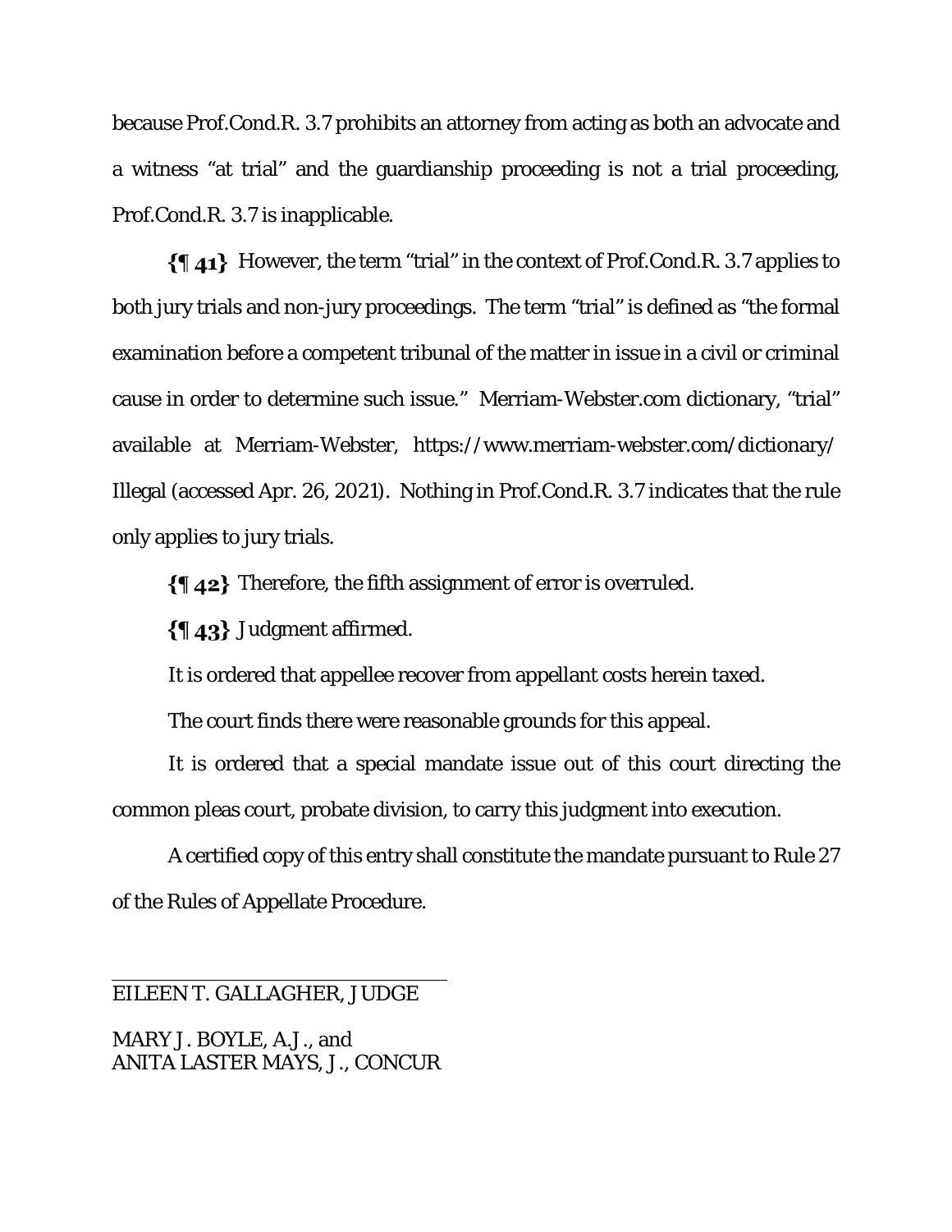because Prof.Cond.R. 3.7 prohibits an attorney from acting as both an advocate and a witness "at trial" and the guardianship proceeding is not a trial proceeding, Prof.Cond.R. 3.7 is inapplicable.

**{¶ 41}** However, the term "trial" in the context of Prof.Cond.R. 3.7 applies to both jury trials and non-jury proceedings. The term "trial" is defined as "the formal examination before a competent tribunal of the matter in issue in a civil or criminal cause in order to determine such issue." Merriam-Webster.com dictionary, "trial" available at Merriam-Webster, https://www.merriam-webster.com/dictionary/Illegal (accessed Apr. 26, 2021). Nothing in Prof.Cond.R. 3.7 indicates that the rule only applies to jury trials.

**{¶ 42}** Therefore, the fifth assignment of error is overruled.

**{¶ 43}** Judgment affirmed.

It is ordered that appellee recover from appellant costs herein taxed.

The court finds there were reasonable grounds for this appeal.

It is ordered that a special mandate issue out of this court directing the common pleas court, probate division, to carry this judgment into execution.

A certified copy of this entry shall constitute the mandate pursuant to Rule 27 of the Rules of Appellate Procedure.

EILEEN T. GALLAGHER, JUDGE

MARY J. BOYLE, A.J., and
ANITA LASTER MAYS, J., CONCUR